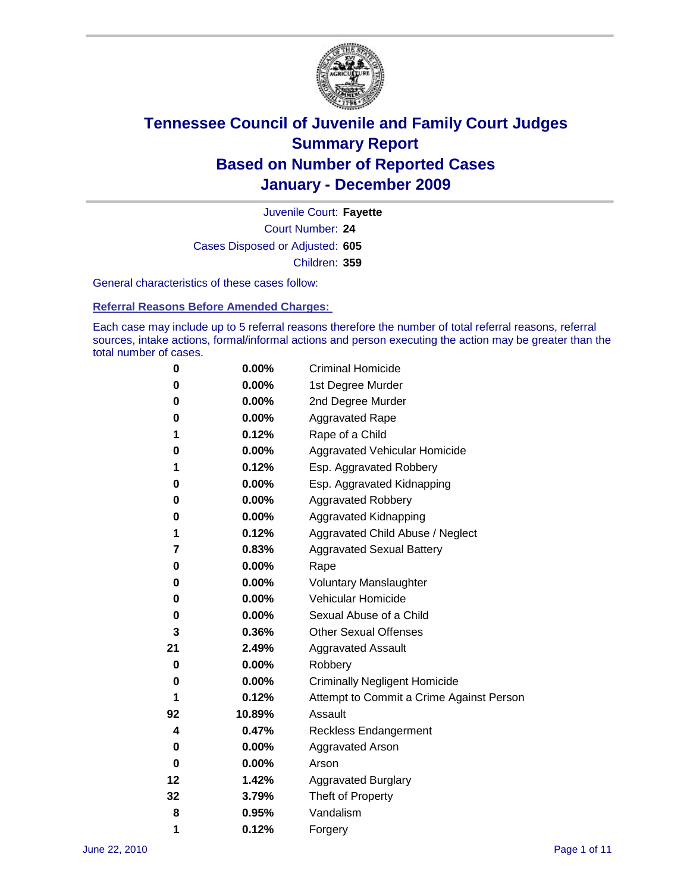# Tennessee Council of Juvenile and Family Court Judges
## Summary Report
## Based on Number of Reported Cases
## January - December 2009

Juvenile Court: **Fayette**

Court Number: **24**

Cases Disposed or Adjusted: **605**

Children: **359**

General characteristics of these cases follow:

### Referral Reasons Before Amended Charges:

Each case may include up to 5 referral reasons therefore the number of total referral reasons, referral sources, intake actions, formal/informal actions and person executing the action may be greater than the total number of cases.

| Count | Percent | Reason |
|---|---|---|
| 0 | 0.00% | Criminal Homicide |
| 0 | 0.00% | 1st Degree Murder |
| 0 | 0.00% | 2nd Degree Murder |
| 0 | 0.00% | Aggravated Rape |
| 1 | 0.12% | Rape of a Child |
| 0 | 0.00% | Aggravated Vehicular Homicide |
| 1 | 0.12% | Esp. Aggravated Robbery |
| 0 | 0.00% | Esp. Aggravated Kidnapping |
| 0 | 0.00% | Aggravated Robbery |
| 0 | 0.00% | Aggravated Kidnapping |
| 1 | 0.12% | Aggravated Child Abuse / Neglect |
| 7 | 0.83% | Aggravated Sexual Battery |
| 0 | 0.00% | Rape |
| 0 | 0.00% | Voluntary Manslaughter |
| 0 | 0.00% | Vehicular Homicide |
| 0 | 0.00% | Sexual Abuse of a Child |
| 3 | 0.36% | Other Sexual Offenses |
| 21 | 2.49% | Aggravated Assault |
| 0 | 0.00% | Robbery |
| 0 | 0.00% | Criminally Negligent Homicide |
| 1 | 0.12% | Attempt to Commit a Crime Against Person |
| 92 | 10.89% | Assault |
| 4 | 0.47% | Reckless Endangerment |
| 0 | 0.00% | Aggravated Arson |
| 0 | 0.00% | Arson |
| 12 | 1.42% | Aggravated Burglary |
| 32 | 3.79% | Theft of Property |
| 8 | 0.95% | Vandalism |
| 1 | 0.12% | Forgery |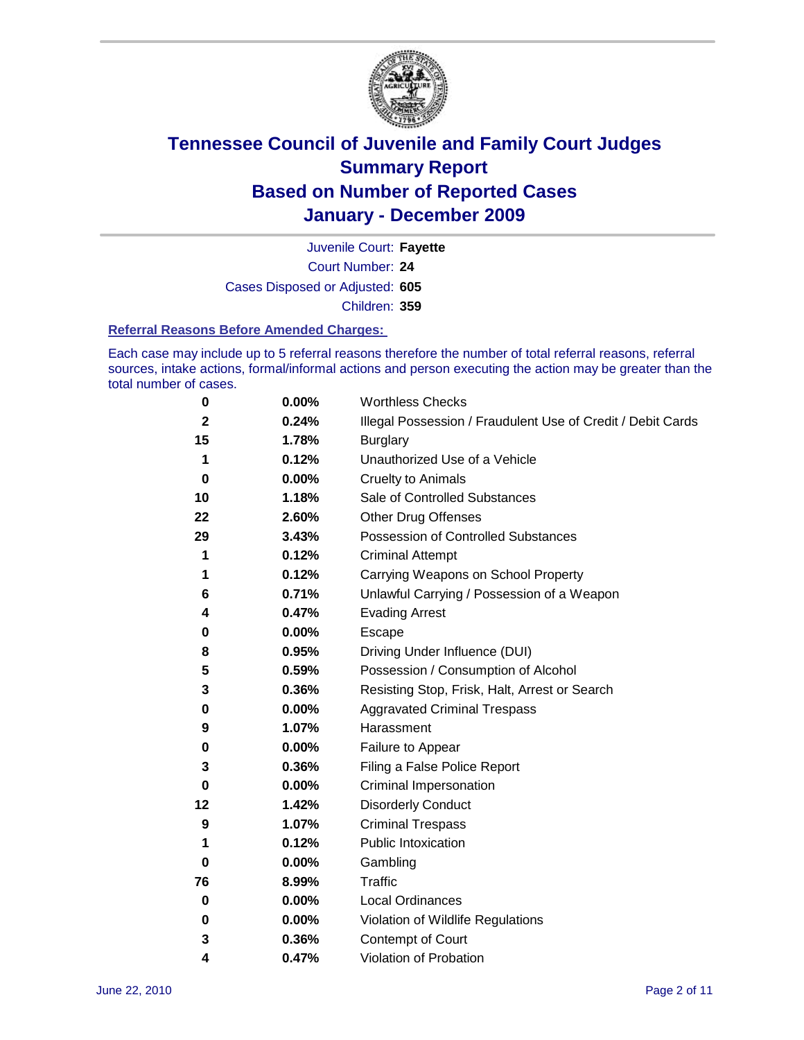# Tennessee Council of Juvenile and Family Court Judges Summary Report Based on Number of Reported Cases January - December 2009

Juvenile Court: **Fayette**

Court Number: **24**

Cases Disposed or Adjusted: **605**

Children: **359**

**Referral Reasons Before Amended Charges:**

Each case may include up to 5 referral reasons therefore the number of total referral reasons, referral sources, intake actions, formal/informal actions and person executing the action may be greater than the total number of cases.

| | | |
|---|---|---|
| 0 | 0.00% | Worthless Checks |
| 2 | 0.24% | Illegal Possession / Fraudulent Use of Credit / Debit Cards |
| 15 | 1.78% | Burglary |
| 1 | 0.12% | Unauthorized Use of a Vehicle |
| 0 | 0.00% | Cruelty to Animals |
| 10 | 1.18% | Sale of Controlled Substances |
| 22 | 2.60% | Other Drug Offenses |
| 29 | 3.43% | Possession of Controlled Substances |
| 1 | 0.12% | Criminal Attempt |
| 1 | 0.12% | Carrying Weapons on School Property |
| 6 | 0.71% | Unlawful Carrying / Possession of a Weapon |
| 4 | 0.47% | Evading Arrest |
| 0 | 0.00% | Escape |
| 8 | 0.95% | Driving Under Influence (DUI) |
| 5 | 0.59% | Possession / Consumption of Alcohol |
| 3 | 0.36% | Resisting Stop, Frisk, Halt, Arrest or Search |
| 0 | 0.00% | Aggravated Criminal Trespass |
| 9 | 1.07% | Harassment |
| 0 | 0.00% | Failure to Appear |
| 3 | 0.36% | Filing a False Police Report |
| 0 | 0.00% | Criminal Impersonation |
| 12 | 1.42% | Disorderly Conduct |
| 9 | 1.07% | Criminal Trespass |
| 1 | 0.12% | Public Intoxication |
| 0 | 0.00% | Gambling |
| 76 | 8.99% | Traffic |
| 0 | 0.00% | Local Ordinances |
| 0 | 0.00% | Violation of Wildlife Regulations |
| 3 | 0.36% | Contempt of Court |
| 4 | 0.47% | Violation of Probation |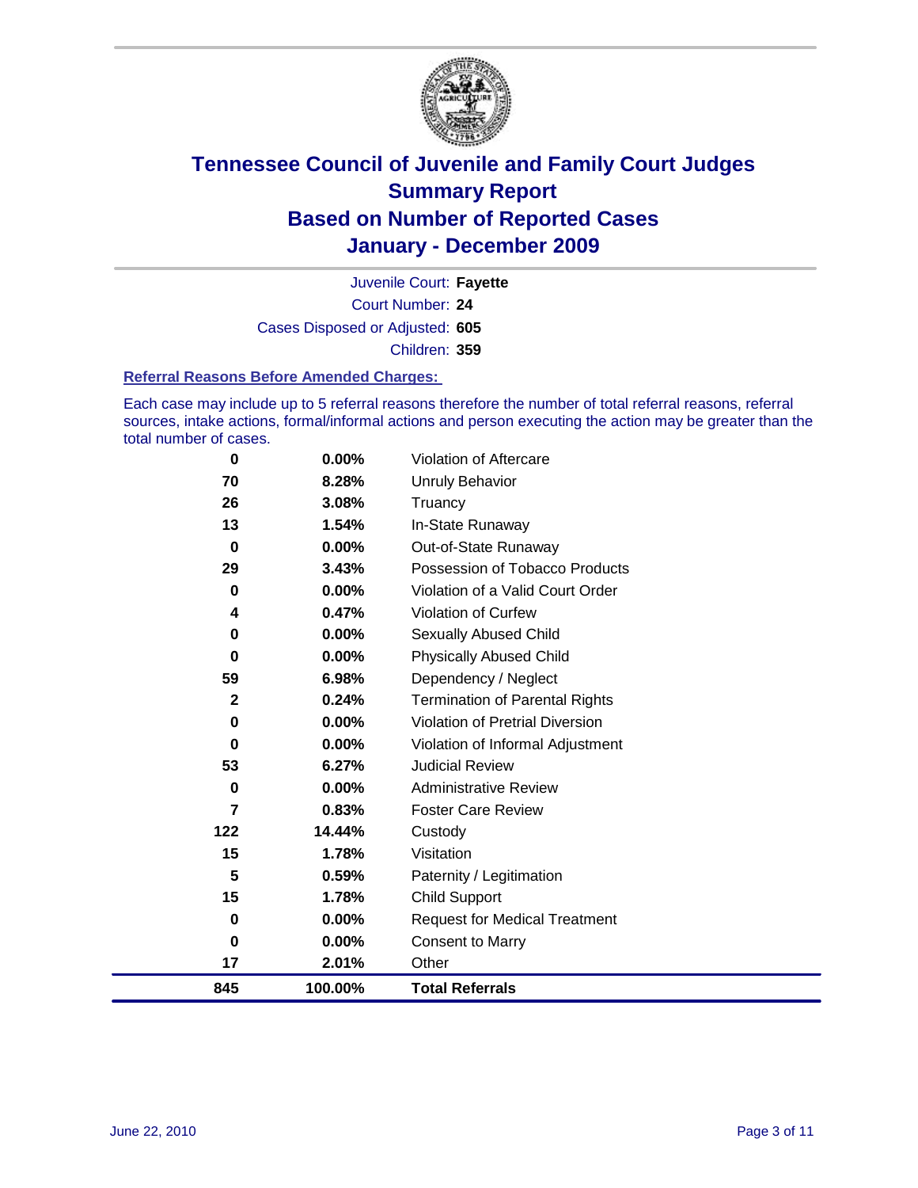# Tennessee Council of Juvenile and Family Court Judges
## Summary Report
## Based on Number of Reported Cases
## January - December 2009

Juvenile Court: **Fayette**

Court Number: **24**

Cases Disposed or Adjusted: **605**

Children: **359**

### Referral Reasons Before Amended Charges:

Each case may include up to 5 referral reasons therefore the number of total referral reasons, referral sources, intake actions, formal/informal actions and person executing the action may be greater than the total number of cases.

| | | |
|---|---|---|
| 0 | 0.00% | Violation of Aftercare |
| 70 | 8.28% | Unruly Behavior |
| 26 | 3.08% | Truancy |
| 13 | 1.54% | In-State Runaway |
| 0 | 0.00% | Out-of-State Runaway |
| 29 | 3.43% | Possession of Tobacco Products |
| 0 | 0.00% | Violation of a Valid Court Order |
| 4 | 0.47% | Violation of Curfew |
| 0 | 0.00% | Sexually Abused Child |
| 0 | 0.00% | Physically Abused Child |
| 59 | 6.98% | Dependency / Neglect |
| 2 | 0.24% | Termination of Parental Rights |
| 0 | 0.00% | Violation of Pretrial Diversion |
| 0 | 0.00% | Violation of Informal Adjustment |
| 53 | 6.27% | Judicial Review |
| 0 | 0.00% | Administrative Review |
| 7 | 0.83% | Foster Care Review |
| 122 | 14.44% | Custody |
| 15 | 1.78% | Visitation |
| 5 | 0.59% | Paternity / Legitimation |
| 15 | 1.78% | Child Support |
| 0 | 0.00% | Request for Medical Treatment |
| 0 | 0.00% | Consent to Marry |
| 17 | 2.01% | Other |
| **845** | **100.00%** | **Total Referrals** |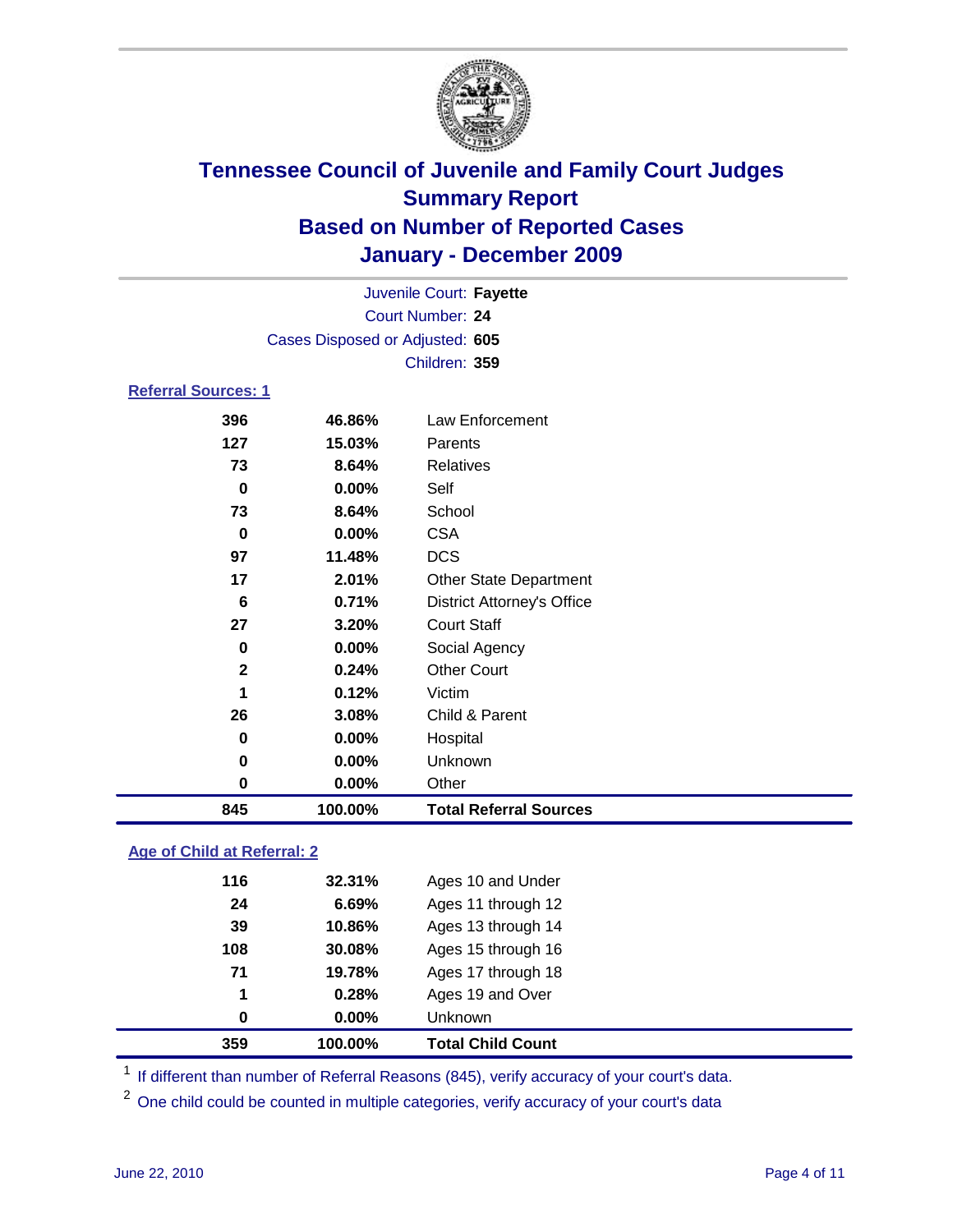# Tennessee Council of Juvenile and Family Court Judges
## Summary Report
## Based on Number of Reported Cases
## January - December 2009

Juvenile Court: **Fayette**
Court Number: **24**
Cases Disposed or Adjusted: **605**
Children: **359**

### Referral Sources: 1

| | | |
|---|---|---|
| 396 | 46.86% | Law Enforcement |
| 127 | 15.03% | Parents |
| 73 | 8.64% | Relatives |
| 0 | 0.00% | Self |
| 73 | 8.64% | School |
| 0 | 0.00% | CSA |
| 97 | 11.48% | DCS |
| 17 | 2.01% | Other State Department |
| 6 | 0.71% | District Attorney's Office |
| 27 | 3.20% | Court Staff |
| 0 | 0.00% | Social Agency |
| 2 | 0.24% | Other Court |
| 1 | 0.12% | Victim |
| 26 | 3.08% | Child & Parent |
| 0 | 0.00% | Hospital |
| 0 | 0.00% | Unknown |
| 0 | 0.00% | Other |
| **845** | **100.00%** | **Total Referral Sources** |

### Age of Child at Referral: 2

| | | |
|---|---|---|
| 116 | 32.31% | Ages 10 and Under |
| 24 | 6.69% | Ages 11 through 12 |
| 39 | 10.86% | Ages 13 through 14 |
| 108 | 30.08% | Ages 15 through 16 |
| 71 | 19.78% | Ages 17 through 18 |
| 1 | 0.28% | Ages 19 and Over |
| 0 | 0.00% | Unknown |
| **359** | **100.00%** | **Total Child Count** |

[1] If different than number of Referral Reasons (845), verify accuracy of your court's data.

[2] One child could be counted in multiple categories, verify accuracy of your court's data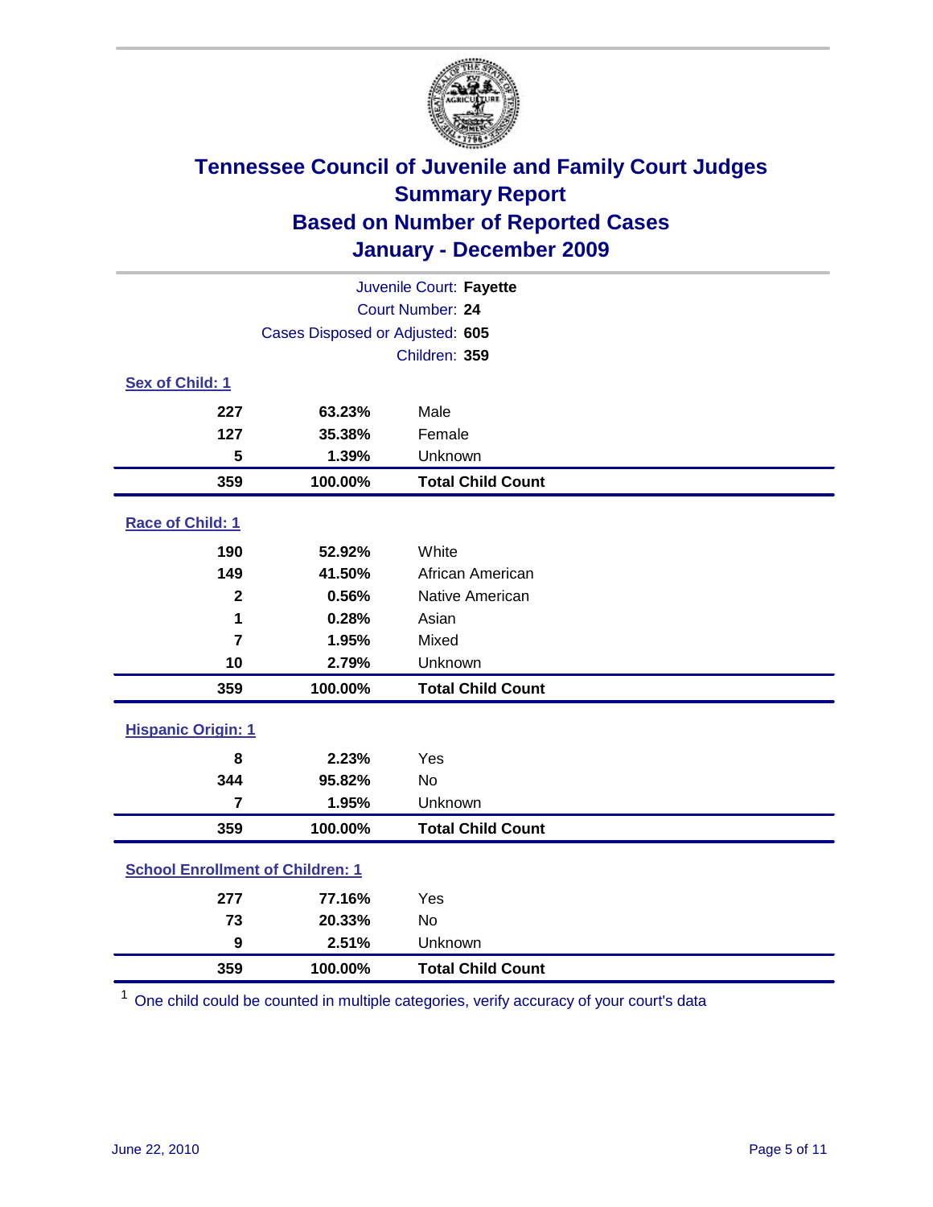# Tennessee Council of Juvenile and Family Court Judges
# Summary Report
# Based on Number of Reported Cases
# January - December 2009

Juvenile Court: **Fayette**

Court Number: **24**

Cases Disposed or Adjusted: **605**

Children: **359**

### Sex of Child: 1

| | | |
|---|---|---|
| 227 | 63.23% | Male |
| 127 | 35.38% | Female |
| 5 | 1.39% | Unknown |
| **359** | **100.00%** | **Total Child Count** |

### Race of Child: 1

| | | |
|---|---|---|
| 190 | 52.92% | White |
| 149 | 41.50% | African American |
| 2 | 0.56% | Native American |
| 1 | 0.28% | Asian |
| 7 | 1.95% | Mixed |
| 10 | 2.79% | Unknown |
| **359** | **100.00%** | **Total Child Count** |

### Hispanic Origin: 1

| | | |
|---|---|---|
| 8 | 2.23% | Yes |
| 344 | 95.82% | No |
| 7 | 1.95% | Unknown |
| **359** | **100.00%** | **Total Child Count** |

### School Enrollment of Children: 1

| | | |
|---|---|---|
| 277 | 77.16% | Yes |
| 73 | 20.33% | No |
| 9 | 2.51% | Unknown |
| **359** | **100.00%** | **Total Child Count** |

[1] One child could be counted in multiple categories, verify accuracy of your court's data

June 22, 2010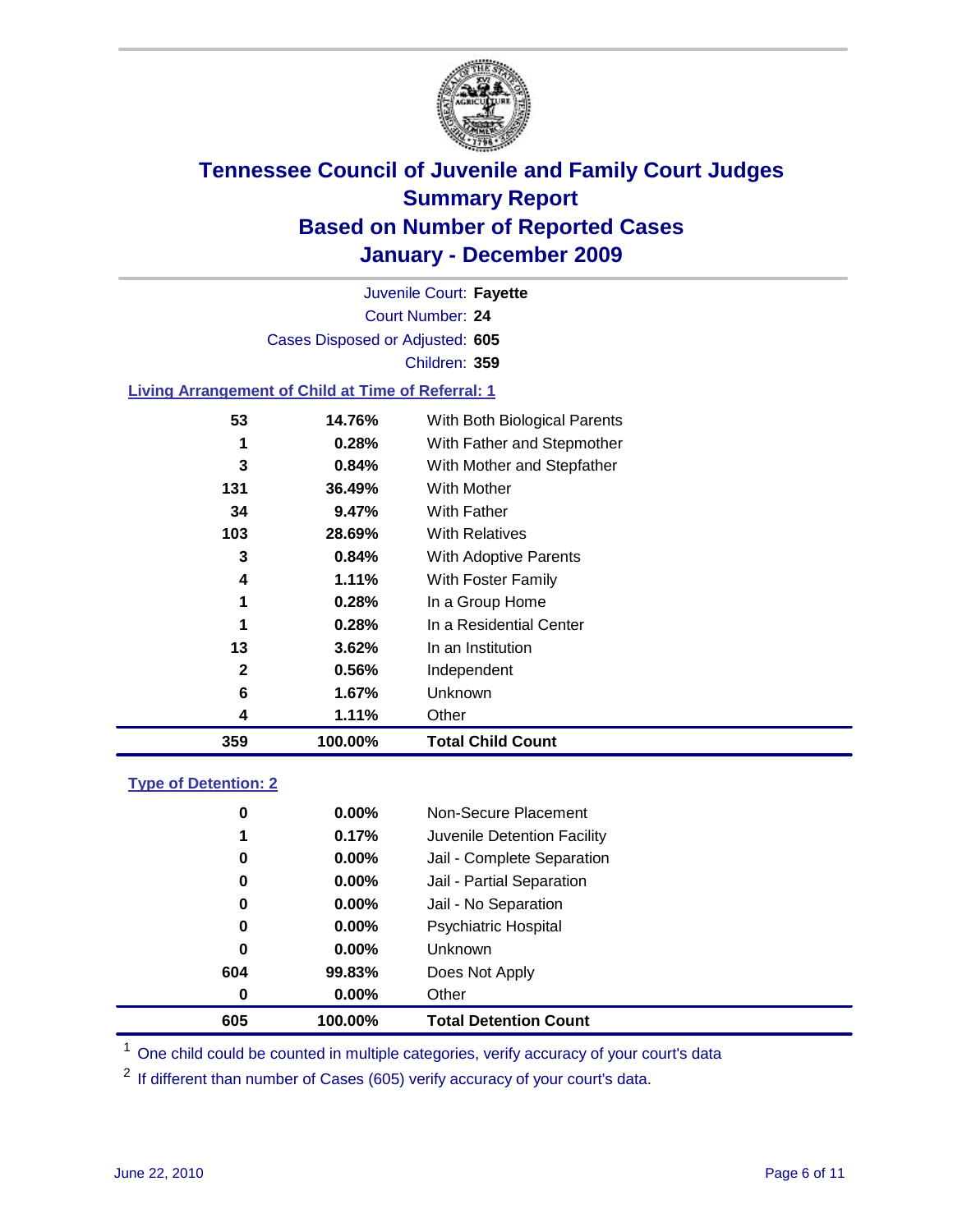# Tennessee Council of Juvenile and Family Court Judges
## Summary Report
## Based on Number of Reported Cases
## January - December 2009

Juvenile Court: **Fayette**

Court Number: **24**

Cases Disposed or Adjusted: **605**

Children: **359**

### Living Arrangement of Child at Time of Referral: 1

| Count | Percent | Category |
|---|---|---|
| 53 | 14.76% | With Both Biological Parents |
| 1 | 0.28% | With Father and Stepmother |
| 3 | 0.84% | With Mother and Stepfather |
| 131 | 36.49% | With Mother |
| 34 | 9.47% | With Father |
| 103 | 28.69% | With Relatives |
| 3 | 0.84% | With Adoptive Parents |
| 4 | 1.11% | With Foster Family |
| 1 | 0.28% | In a Group Home |
| 1 | 0.28% | In a Residential Center |
| 13 | 3.62% | In an Institution |
| 2 | 0.56% | Independent |
| 6 | 1.67% | Unknown |
| 4 | 1.11% | Other |
| **359** | **100.00%** | **Total Child Count** |

### Type of Detention: 2

| Count | Percent | Category |
|---|---|---|
| 0 | 0.00% | Non-Secure Placement |
| 1 | 0.17% | Juvenile Detention Facility |
| 0 | 0.00% | Jail - Complete Separation |
| 0 | 0.00% | Jail - Partial Separation |
| 0 | 0.00% | Jail - No Separation |
| 0 | 0.00% | Psychiatric Hospital |
| 0 | 0.00% | Unknown |
| 604 | 99.83% | Does Not Apply |
| 0 | 0.00% | Other |
| **605** | **100.00%** | **Total Detention Count** |

[1] One child could be counted in multiple categories, verify accuracy of your court's data

[2] If different than number of Cases (605) verify accuracy of your court's data.

June 22, 2010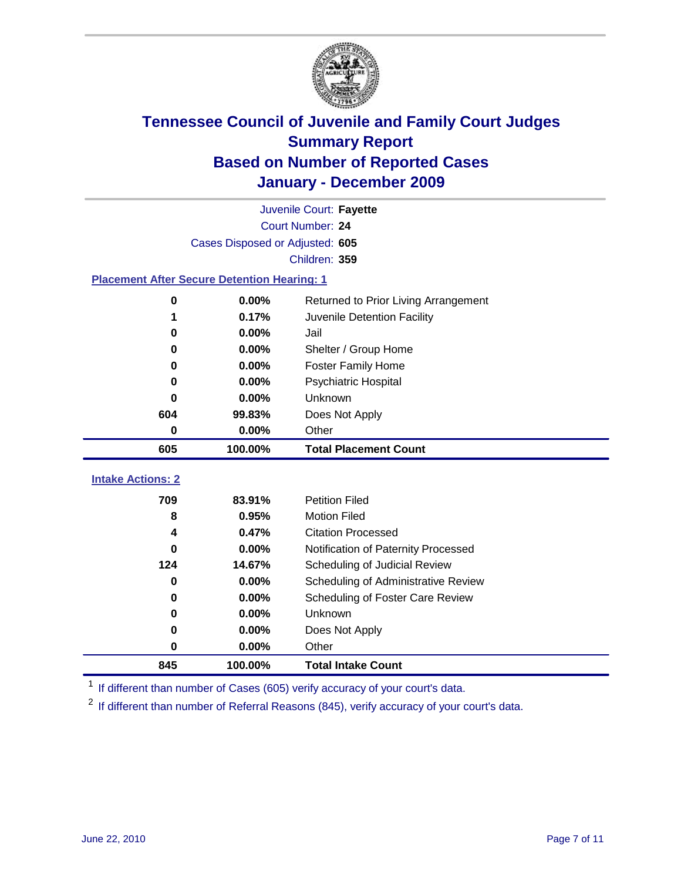# Tennessee Council of Juvenile and Family Court Judges
## Summary Report
## Based on Number of Reported Cases
## January - December 2009

Juvenile Court: **Fayette**
Court Number: **24**
Cases Disposed or Adjusted: **605**
Children: **359**

### Placement After Secure Detention Hearing: 1

| Count | Percent | Placement |
|---|---|---|
| 0 | 0.00% | Returned to Prior Living Arrangement |
| 1 | 0.17% | Juvenile Detention Facility |
| 0 | 0.00% | Jail |
| 0 | 0.00% | Shelter / Group Home |
| 0 | 0.00% | Foster Family Home |
| 0 | 0.00% | Psychiatric Hospital |
| 0 | 0.00% | Unknown |
| 604 | 99.83% | Does Not Apply |
| 0 | 0.00% | Other |
| **605** | **100.00%** | **Total Placement Count** |

### Intake Actions: 2

| Count | Percent | Intake Action |
|---|---|---|
| 709 | 83.91% | Petition Filed |
| 8 | 0.95% | Motion Filed |
| 4 | 0.47% | Citation Processed |
| 0 | 0.00% | Notification of Paternity Processed |
| 124 | 14.67% | Scheduling of Judicial Review |
| 0 | 0.00% | Scheduling of Administrative Review |
| 0 | 0.00% | Scheduling of Foster Care Review |
| 0 | 0.00% | Unknown |
| 0 | 0.00% | Does Not Apply |
| 0 | 0.00% | Other |
| **845** | **100.00%** | **Total Intake Count** |

[1] If different than number of Cases (605) verify accuracy of your court's data.

[2] If different than number of Referral Reasons (845), verify accuracy of your court's data.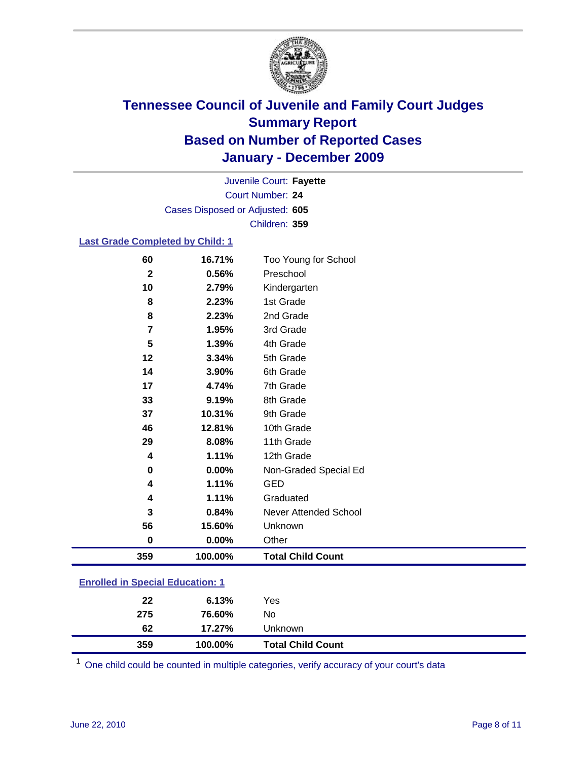# Tennessee Council of Juvenile and Family Court Judges
## Summary Report
## Based on Number of Reported Cases
## January - December 2009

Juvenile Court: **Fayette**
Court Number: **24**
Cases Disposed or Adjusted: **605**
Children: **359**

### Last Grade Completed by Child: 1

| Count | Percent | Category |
|---|---|---|
| 60 | 16.71% | Too Young for School |
| 2 | 0.56% | Preschool |
| 10 | 2.79% | Kindergarten |
| 8 | 2.23% | 1st Grade |
| 8 | 2.23% | 2nd Grade |
| 7 | 1.95% | 3rd Grade |
| 5 | 1.39% | 4th Grade |
| 12 | 3.34% | 5th Grade |
| 14 | 3.90% | 6th Grade |
| 17 | 4.74% | 7th Grade |
| 33 | 9.19% | 8th Grade |
| 37 | 10.31% | 9th Grade |
| 46 | 12.81% | 10th Grade |
| 29 | 8.08% | 11th Grade |
| 4 | 1.11% | 12th Grade |
| 0 | 0.00% | Non-Graded Special Ed |
| 4 | 1.11% | GED |
| 4 | 1.11% | Graduated |
| 3 | 0.84% | Never Attended School |
| 56 | 15.60% | Unknown |
| 0 | 0.00% | Other |
| **359** | **100.00%** | **Total Child Count** |

### Enrolled in Special Education: 1

| Count | Percent | Category |
|---|---|---|
| 22 | 6.13% | Yes |
| 275 | 76.60% | No |
| 62 | 17.27% | Unknown |
| **359** | **100.00%** | **Total Child Count** |

[1] One child could be counted in multiple categories, verify accuracy of your court's data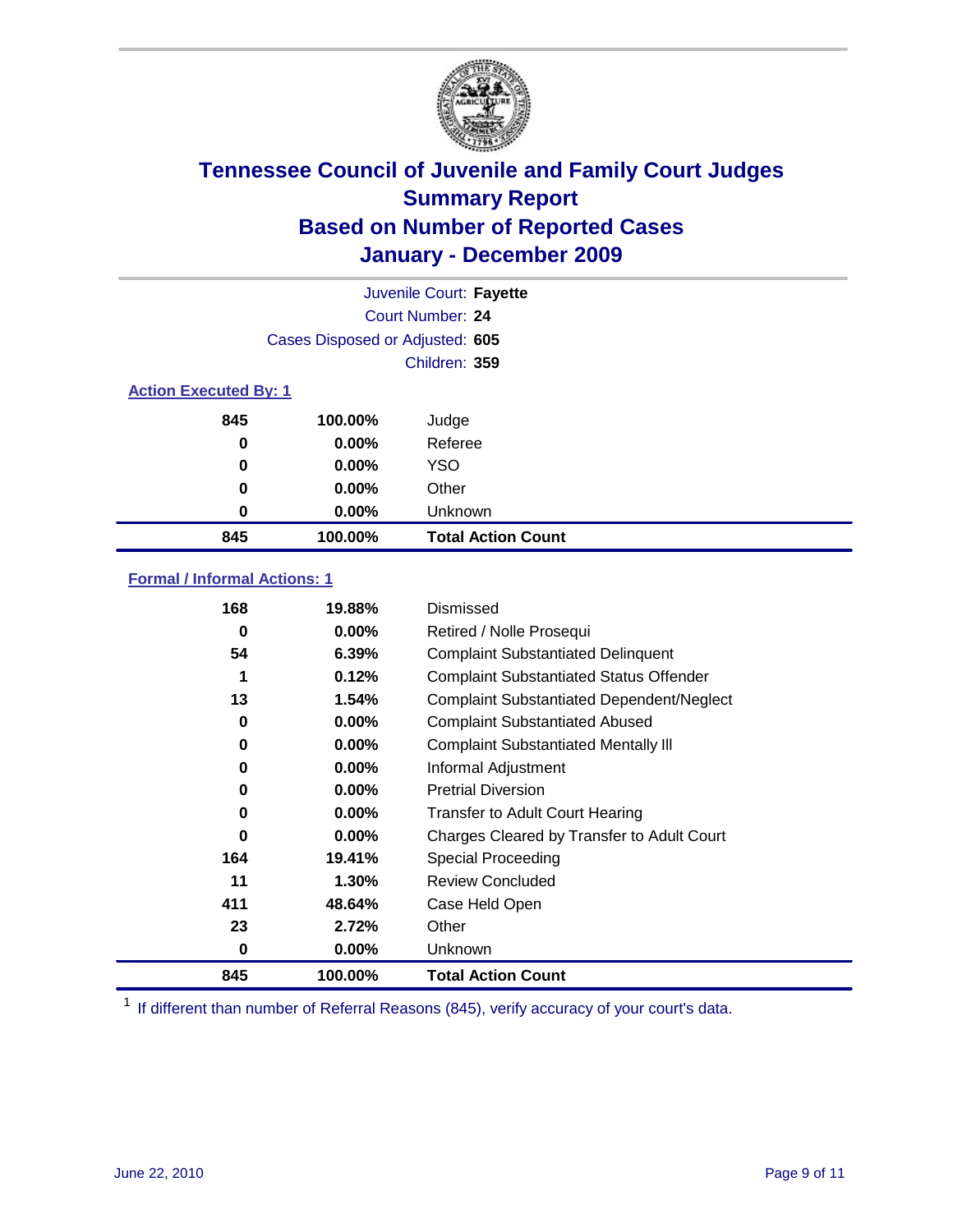# Tennessee Council of Juvenile and Family Court Judges
## Summary Report
## Based on Number of Reported Cases
## January - December 2009

Juvenile Court: **Fayette**
Court Number: **24**
Cases Disposed or Adjusted: **605**
Children: **359**

### Action Executed By: 1

| | | |
|---|---|---|
| 845 | 100.00% | Judge |
| 0 | 0.00% | Referee |
| 0 | 0.00% | YSO |
| 0 | 0.00% | Other |
| 0 | 0.00% | Unknown |
| **845** | **100.00%** | **Total Action Count** |

### Formal / Informal Actions: 1

| | | |
|---|---|---|
| 168 | 19.88% | Dismissed |
| 0 | 0.00% | Retired / Nolle Prosequi |
| 54 | 6.39% | Complaint Substantiated Delinquent |
| 1 | 0.12% | Complaint Substantiated Status Offender |
| 13 | 1.54% | Complaint Substantiated Dependent/Neglect |
| 0 | 0.00% | Complaint Substantiated Abused |
| 0 | 0.00% | Complaint Substantiated Mentally Ill |
| 0 | 0.00% | Informal Adjustment |
| 0 | 0.00% | Pretrial Diversion |
| 0 | 0.00% | Transfer to Adult Court Hearing |
| 0 | 0.00% | Charges Cleared by Transfer to Adult Court |
| 164 | 19.41% | Special Proceeding |
| 11 | 1.30% | Review Concluded |
| 411 | 48.64% | Case Held Open |
| 23 | 2.72% | Other |
| 0 | 0.00% | Unknown |
| **845** | **100.00%** | **Total Action Count** |

[1] If different than number of Referral Reasons (845), verify accuracy of your court's data.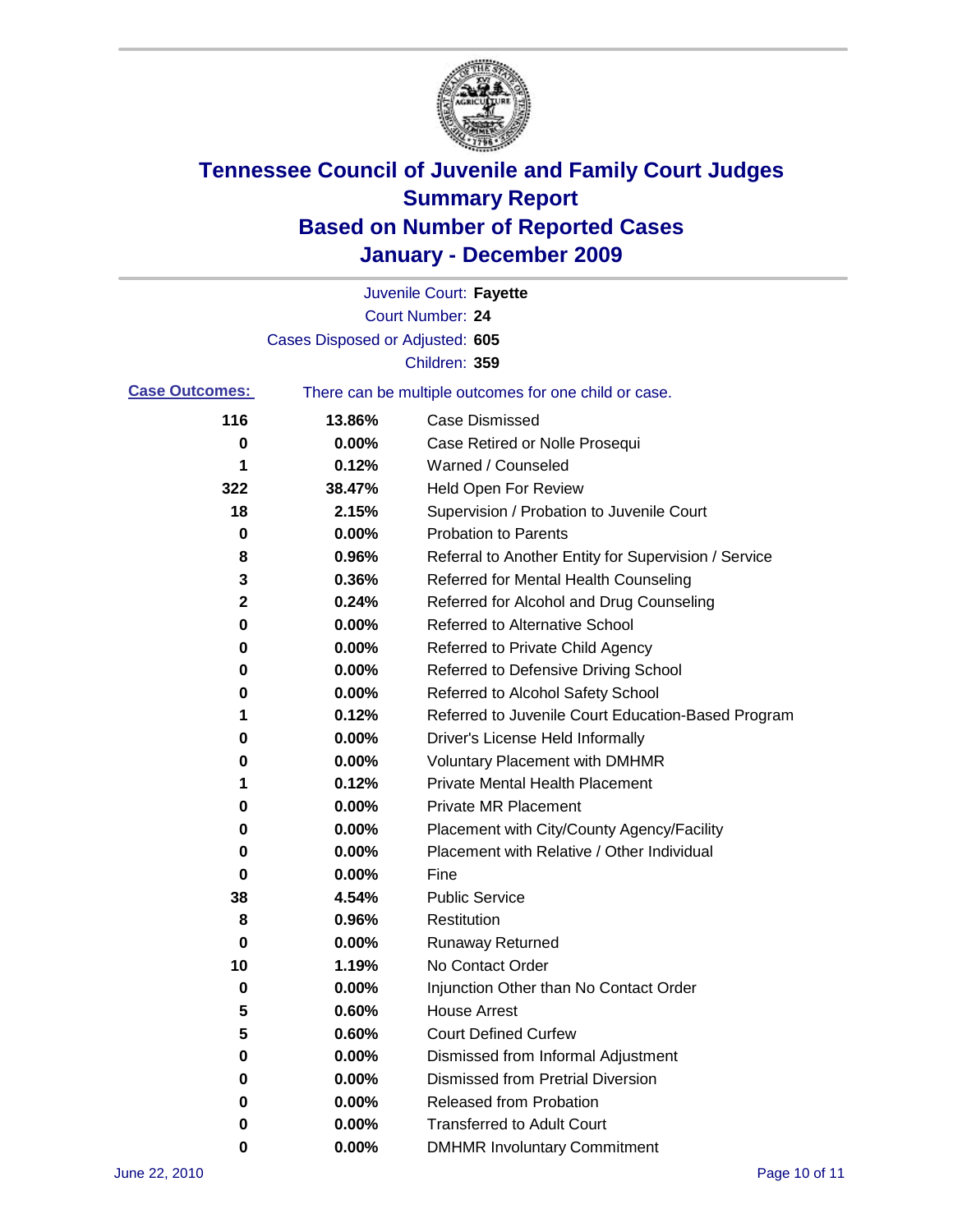# Tennessee Council of Juvenile and Family Court Judges
## Summary Report
## Based on Number of Reported Cases
## January - December 2009

Juvenile Court: **Fayette**

Court Number: **24**

Cases Disposed or Adjusted: **605**

Children: **359**

**Case Outcomes:** There can be multiple outcomes for one child or case.

| Count | Percent | Outcome |
|---|---|---|
| 116 | 13.86% | Case Dismissed |
| 0 | 0.00% | Case Retired or Nolle Prosequi |
| 1 | 0.12% | Warned / Counseled |
| 322 | 38.47% | Held Open For Review |
| 18 | 2.15% | Supervision / Probation to Juvenile Court |
| 0 | 0.00% | Probation to Parents |
| 8 | 0.96% | Referral to Another Entity for Supervision / Service |
| 3 | 0.36% | Referred for Mental Health Counseling |
| 2 | 0.24% | Referred for Alcohol and Drug Counseling |
| 0 | 0.00% | Referred to Alternative School |
| 0 | 0.00% | Referred to Private Child Agency |
| 0 | 0.00% | Referred to Defensive Driving School |
| 0 | 0.00% | Referred to Alcohol Safety School |
| 1 | 0.12% | Referred to Juvenile Court Education-Based Program |
| 0 | 0.00% | Driver's License Held Informally |
| 0 | 0.00% | Voluntary Placement with DMHMR |
| 1 | 0.12% | Private Mental Health Placement |
| 0 | 0.00% | Private MR Placement |
| 0 | 0.00% | Placement with City/County Agency/Facility |
| 0 | 0.00% | Placement with Relative / Other Individual |
| 0 | 0.00% | Fine |
| 38 | 4.54% | Public Service |
| 8 | 0.96% | Restitution |
| 0 | 0.00% | Runaway Returned |
| 10 | 1.19% | No Contact Order |
| 0 | 0.00% | Injunction Other than No Contact Order |
| 5 | 0.60% | House Arrest |
| 5 | 0.60% | Court Defined Curfew |
| 0 | 0.00% | Dismissed from Informal Adjustment |
| 0 | 0.00% | Dismissed from Pretrial Diversion |
| 0 | 0.00% | Released from Probation |
| 0 | 0.00% | Transferred to Adult Court |
| 0 | 0.00% | DMHMR Involuntary Commitment |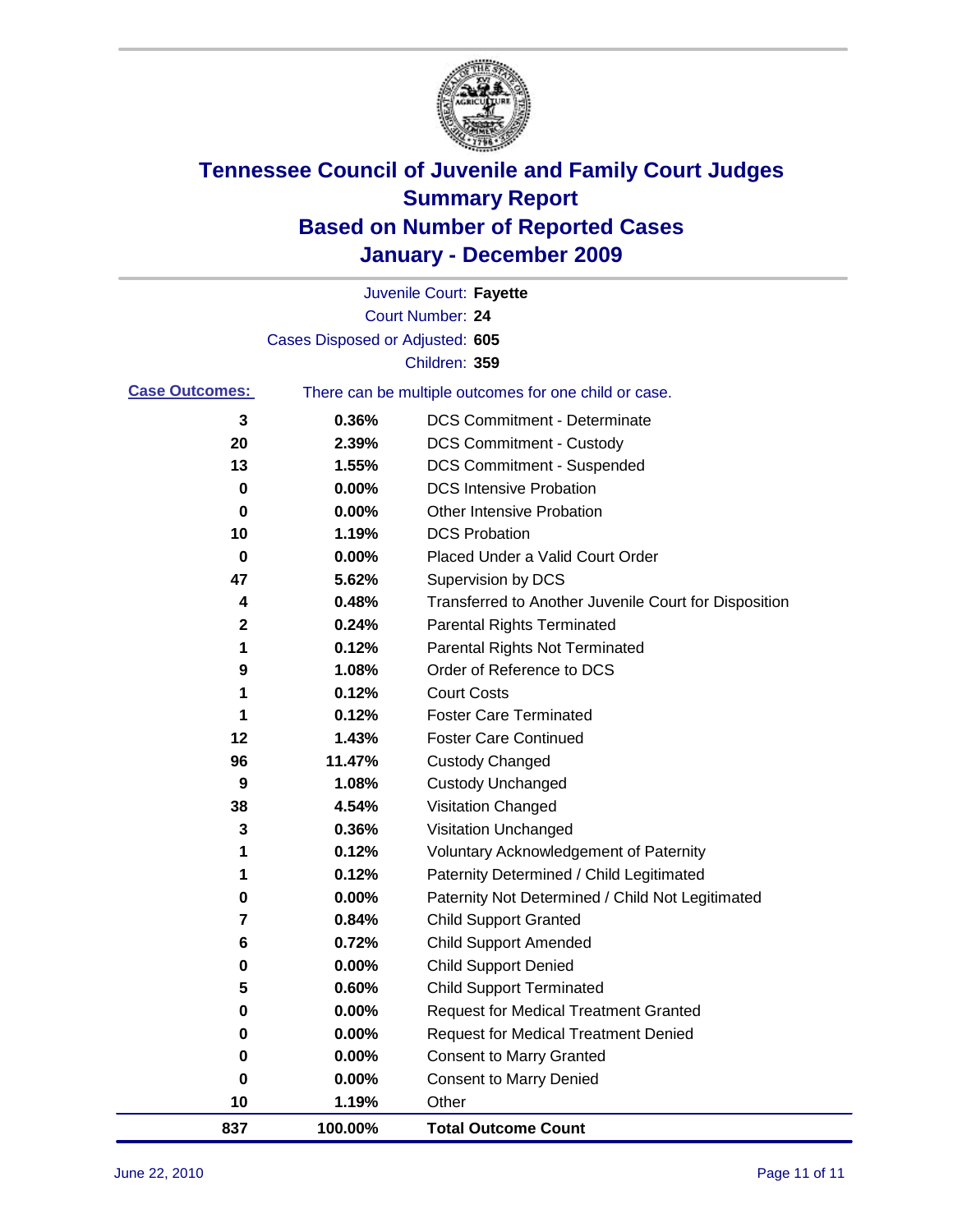# Tennessee Council of Juvenile and Family Court Judges
## Summary Report
## Based on Number of Reported Cases
## January - December 2009

Juvenile Court: **Fayette**

Court Number: **24**

Cases Disposed or Adjusted: **605**

Children: **359**

**Case Outcomes:** There can be multiple outcomes for one child or case.

| | | |
|---|---|---|
| 3 | 0.36% | DCS Commitment - Determinate |
| 20 | 2.39% | DCS Commitment - Custody |
| 13 | 1.55% | DCS Commitment - Suspended |
| 0 | 0.00% | DCS Intensive Probation |
| 0 | 0.00% | Other Intensive Probation |
| 10 | 1.19% | DCS Probation |
| 0 | 0.00% | Placed Under a Valid Court Order |
| 47 | 5.62% | Supervision by DCS |
| 4 | 0.48% | Transferred to Another Juvenile Court for Disposition |
| 2 | 0.24% | Parental Rights Terminated |
| 1 | 0.12% | Parental Rights Not Terminated |
| 9 | 1.08% | Order of Reference to DCS |
| 1 | 0.12% | Court Costs |
| 1 | 0.12% | Foster Care Terminated |
| 12 | 1.43% | Foster Care Continued |
| 96 | 11.47% | Custody Changed |
| 9 | 1.08% | Custody Unchanged |
| 38 | 4.54% | Visitation Changed |
| 3 | 0.36% | Visitation Unchanged |
| 1 | 0.12% | Voluntary Acknowledgement of Paternity |
| 1 | 0.12% | Paternity Determined / Child Legitimated |
| 0 | 0.00% | Paternity Not Determined / Child Not Legitimated |
| 7 | 0.84% | Child Support Granted |
| 6 | 0.72% | Child Support Amended |
| 0 | 0.00% | Child Support Denied |
| 5 | 0.60% | Child Support Terminated |
| 0 | 0.00% | Request for Medical Treatment Granted |
| 0 | 0.00% | Request for Medical Treatment Denied |
| 0 | 0.00% | Consent to Marry Granted |
| 0 | 0.00% | Consent to Marry Denied |
| 10 | 1.19% | Other |
| **837** | **100.00%** | **Total Outcome Count** |

June 22, 2010